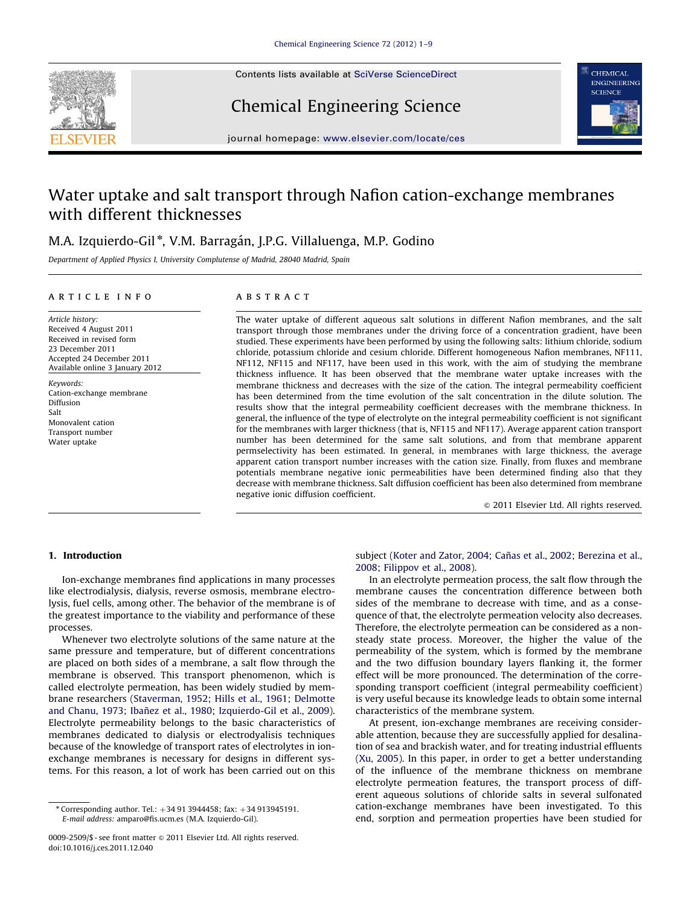# Water uptake and salt transport through Nafion cation-exchange membranes with different thicknesses

M.A. Izquierdo-Gil *, V.M. Barragán, J.P.G. Villaluenga, M.P. Godino

*Department of Applied Physics I, University Complutense of Madrid, 28040 Madrid, Spain*

## ARTICLE INFO

*Article history:*
Received 4 August 2011
Received in revised form
23 December 2011
Accepted 24 December 2011
Available online 3 January 2012

*Keywords:*
Cation-exchange membrane
Diffusion
Salt
Monovalent cation
Transport number
Water uptake

## ABSTRACT

The water uptake of different aqueous salt solutions in different Nafion membranes, and the salt transport through those membranes under the driving force of a concentration gradient, have been studied. These experiments have been performed by using the following salts: lithium chloride, sodium chloride, potassium chloride and cesium chloride. Different homogeneous Nafion membranes, NF111, NF112, NF115 and NF117, have been used in this work, with the aim of studying the membrane thickness influence. It has been observed that the membrane water uptake increases with the membrane thickness and decreases with the size of the cation. The integral permeability coefficient has been determined from the time evolution of the salt concentration in the dilute solution. The results show that the integral permeability coefficient decreases with the membrane thickness. In general, the influence of the type of electrolyte on the integral permeability coefficient is not significant for the membranes with larger thickness (that is, NF115 and NF117). Average apparent cation transport number has been determined for the same salt solutions, and from that membrane apparent permselectivity has been estimated. In general, in membranes with large thickness, the average apparent cation transport number increases with the cation size. Finally, from fluxes and membrane potentials membrane negative ionic permeabilities have been determined finding also that they decrease with membrane thickness. Salt diffusion coefficient has been also determined from membrane negative ionic diffusion coefficient.

© 2011 Elsevier Ltd. All rights reserved.

## 1. Introduction

Ion-exchange membranes find applications in many processes like electrodialysis, dialysis, reverse osmosis, membrane electrolysis, fuel cells, among other. The behavior of the membrane is of the greatest importance to the viability and performance of these processes.

Whenever two electrolyte solutions of the same nature at the same pressure and temperature, but of different concentrations are placed on both sides of a membrane, a salt flow through the membrane is observed. This transport phenomenon, which is called electrolyte permeation, has been widely studied by membrane researchers (Staverman, 1952; Hills et al., 1961; Delmotte and Chanu, 1973; Ibañez et al., 1980; Izquierdo-Gil et al., 2009). Electrolyte permeability belongs to the basic characteristics of membranes dedicated to dialysis or electrodyalisis techniques because of the knowledge of transport rates of electrolytes in ion-exchange membranes is necessary for designs in different systems. For this reason, a lot of work has been carried out on this subject (Koter and Zator, 2004; Cañas et al., 2002; Berezina et al., 2008; Filippov et al., 2008).

In an electrolyte permeation process, the salt flow through the membrane causes the concentration difference between both sides of the membrane to decrease with time, and as a consequence of that, the electrolyte permeation velocity also decreases. Therefore, the electrolyte permeation can be considered as a nonsteady state process. Moreover, the higher the value of the permeability of the system, which is formed by the membrane and the two diffusion boundary layers flanking it, the former effect will be more pronounced. The determination of the corresponding transport coefficient (integral permeability coefficient) is very useful because its knowledge leads to obtain some internal characteristics of the membrane system.

At present, ion-exchange membranes are receiving considerable attention, because they are successfully applied for desalination of sea and brackish water, and for treating industrial effluents (Xu, 2005). In this paper, in order to get a better understanding of the influence of the membrane thickness on membrane electrolyte permeation features, the transport process of different aqueous solutions of chloride salts in several sulfonated cation-exchange membranes have been investigated. To this end, sorption and permeation properties have been studied for

\* Corresponding author. Tel.: +34 91 3944458; fax: +34 913945191.
*E-mail address:* amparo@fis.ucm.es (M.A. Izquierdo-Gil).

0009-2509/$ - see front matter © 2011 Elsevier Ltd. All rights reserved.
doi:10.1016/j.ces.2011.12.040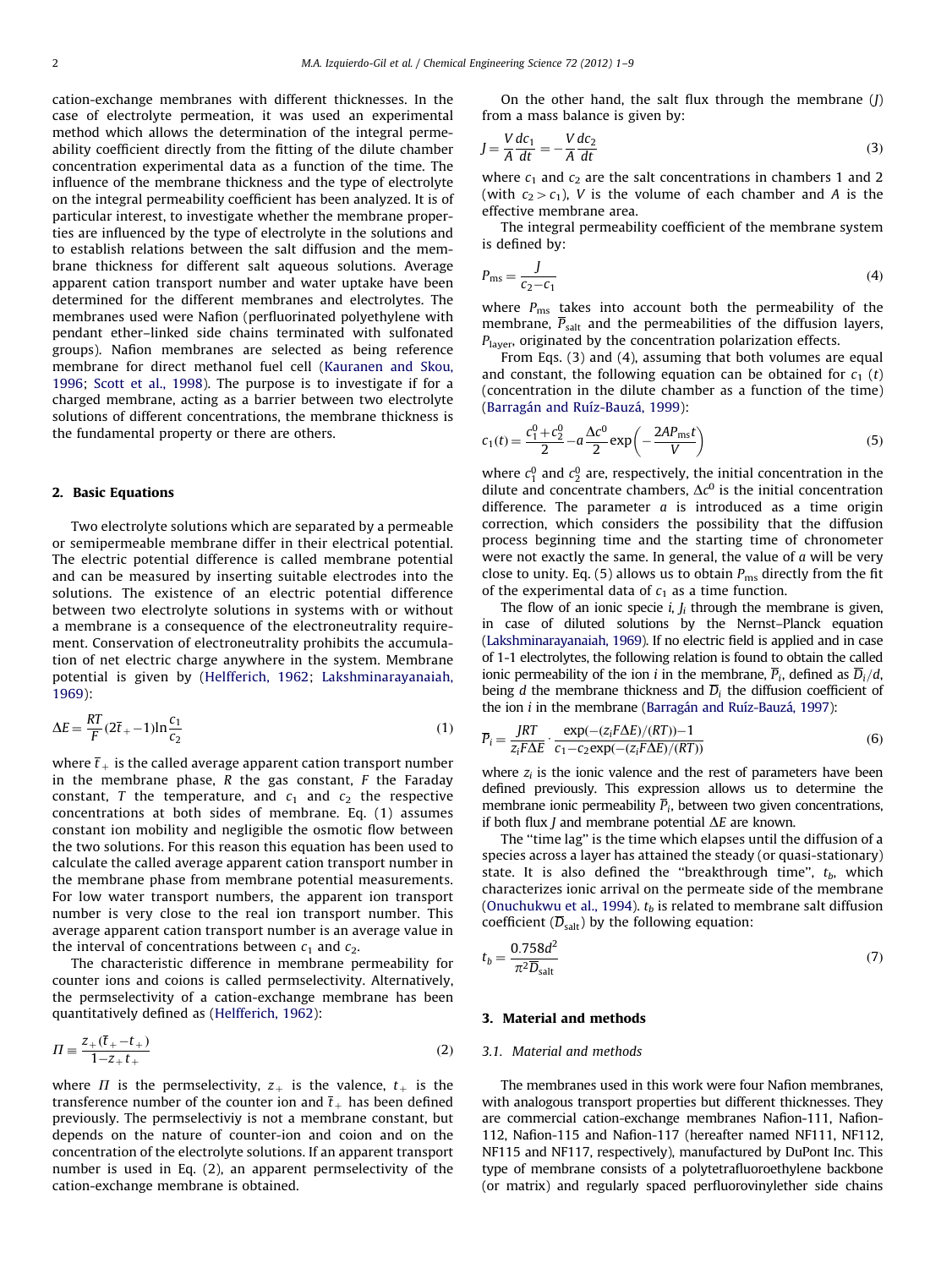cation-exchange membranes with different thicknesses. In the case of electrolyte permeation, it was used an experimental method which allows the determination of the integral permeability coefficient directly from the fitting of the dilute chamber concentration experimental data as a function of the time. The influence of the membrane thickness and the type of electrolyte on the integral permeability coefficient has been analyzed. It is of particular interest, to investigate whether the membrane properties are influenced by the type of electrolyte in the solutions and to establish relations between the salt diffusion and the membrane thickness for different salt aqueous solutions. Average apparent cation transport number and water uptake have been determined for the different membranes and electrolytes. The membranes used were Nafion (perfluorinated polyethylene with pendant ether–linked side chains terminated with sulfonated groups). Nafion membranes are selected as being reference membrane for direct methanol fuel cell (Kauranen and Skou, 1996; Scott et al., 1998). The purpose is to investigate if for a charged membrane, acting as a barrier between two electrolyte solutions of different concentrations, the membrane thickness is the fundamental property or there are others.

## 2. Basic Equations

Two electrolyte solutions which are separated by a permeable or semipermeable membrane differ in their electrical potential. The electric potential difference is called membrane potential and can be measured by inserting suitable electrodes into the solutions. The existence of an electric potential difference between two electrolyte solutions in systems with or without a membrane is a consequence of the electroneutrality requirement. Conservation of electroneutrality prohibits the accumulation of net electric charge anywhere in the system. Membrane potential is given by (Helfferich, 1962; Lakshminarayanaiah, 1969):

$$\Delta E = \frac{RT}{F}(2\bar{t}_+ - 1)\ln\frac{c_1}{c_2} \tag{1}$$

where $\bar{t}_+$ is the called average apparent cation transport number in the membrane phase, $R$ the gas constant, $F$ the Faraday constant, $T$ the temperature, and $c_1$ and $c_2$ the respective concentrations at both sides of membrane. Eq. (1) assumes constant ion mobility and negligible the osmotic flow between the two solutions. For this reason this equation has been used to calculate the called average apparent cation transport number in the membrane phase from membrane potential measurements. For low water transport numbers, the apparent ion transport number is very close to the real ion transport number. This average apparent cation transport number is an average value in the interval of concentrations between $c_1$ and $c_2$.

The characteristic difference in membrane permeability for counter ions and coions is called permselectivity. Alternatively, the permselectivity of a cation-exchange membrane has been quantitatively defined as (Helfferich, 1962):

$$\Pi \equiv \frac{z_+(\bar{t}_+ - t_+)}{1 - z_+ t_+} \tag{2}$$

where $\Pi$ is the permselectivity, $z_+$ is the valence, $t_+$ is the transference number of the counter ion and $\bar{t}_+$ has been defined previously. The permselectiviy is not a membrane constant, but depends on the nature of counter-ion and coion and on the concentration of the electrolyte solutions. If an apparent transport number is used in Eq. (2), an apparent permselectivity of the cation-exchange membrane is obtained.

On the other hand, the salt flux through the membrane ($J$) from a mass balance is given by:

$$J = \frac{V}{A}\frac{dc_1}{dt} = -\frac{V}{A}\frac{dc_2}{dt} \tag{3}$$

where $c_1$ and $c_2$ are the salt concentrations in chambers 1 and 2 (with $c_2 > c_1$), $V$ is the volume of each chamber and $A$ is the effective membrane area.

The integral permeability coefficient of the membrane system is defined by:

$$P_{\text{ms}} = \frac{J}{c_2 - c_1} \tag{4}$$

where $P_{\text{ms}}$ takes into account both the permeability of the membrane, $\overline{P}_{\text{salt}}$ and the permeabilities of the diffusion layers, $P_{\text{layer}}$, originated by the concentration polarization effects.

From Eqs. (3) and (4), assuming that both volumes are equal and constant, the following equation can be obtained for $c_1$ ($t$) (concentration in the dilute chamber as a function of the time) (Barragán and Ruíz-Bauzá, 1999):

$$c_1(t) = \frac{c_1^0 + c_2^0}{2} - a\frac{\Delta c^0}{2}\exp\left(-\frac{2AP_{\text{ms}}t}{V}\right) \tag{5}$$

where $c_1^0$ and $c_2^0$ are, respectively, the initial concentration in the dilute and concentrate chambers, $\Delta c^0$ is the initial concentration difference. The parameter $a$ is introduced as a time origin correction, which considers the possibility that the diffusion process beginning time and the starting time of chronometer were not exactly the same. In general, the value of $a$ will be very close to unity. Eq. (5) allows us to obtain $P_{\text{ms}}$ directly from the fit of the experimental data of $c_1$ as a time function.

The flow of an ionic specie $i$, $J_i$ through the membrane is given, in case of diluted solutions by the Nernst–Planck equation (Lakshminarayanaiah, 1969). If no electric field is applied and in case of 1-1 electrolytes, the following relation is found to obtain the called ionic permeability of the ion $i$ in the membrane, $\overline{P}_i$, defined as $\overline{D}_i/d$, being $d$ the membrane thickness and $\overline{D}_i$ the diffusion coefficient of the ion $i$ in the membrane (Barragán and Ruíz-Bauzá, 1997):

$$\overline{P}_i = \frac{JRT}{z_i F\Delta E}\cdot\frac{\exp(-(z_i F\Delta E)/(RT)) - 1}{c_1 - c_2\exp(-(z_i F\Delta E)/(RT))} \tag{6}$$

where $z_i$ is the ionic valence and the rest of parameters have been defined previously. This expression allows us to determine the membrane ionic permeability $\overline{P}_i$, between two given concentrations, if both flux $J$ and membrane potential $\Delta E$ are known.

The "time lag" is the time which elapses until the diffusion of a species across a layer has attained the steady (or quasi-stationary) state. It is also defined the "breakthrough time", $t_b$, which characterizes ionic arrival on the permeate side of the membrane (Onuchukwu et al., 1994). $t_b$ is related to membrane salt diffusion coefficient ($\overline{D}_{\text{salt}}$) by the following equation:

$$t_b = \frac{0.758d^2}{\pi^2\overline{D}_{\text{salt}}} \tag{7}$$

## 3. Material and methods

### 3.1. Material and methods

The membranes used in this work were four Nafion membranes, with analogous transport properties but different thicknesses. They are commercial cation-exchange membranes Nafion-111, Nafion-112, Nafion-115 and Nafion-117 (hereafter named NF111, NF112, NF115 and NF117, respectively), manufactured by DuPont Inc. This type of membrane consists of a polytetrafluoroethylene backbone (or matrix) and regularly spaced perfluorovinylether side chains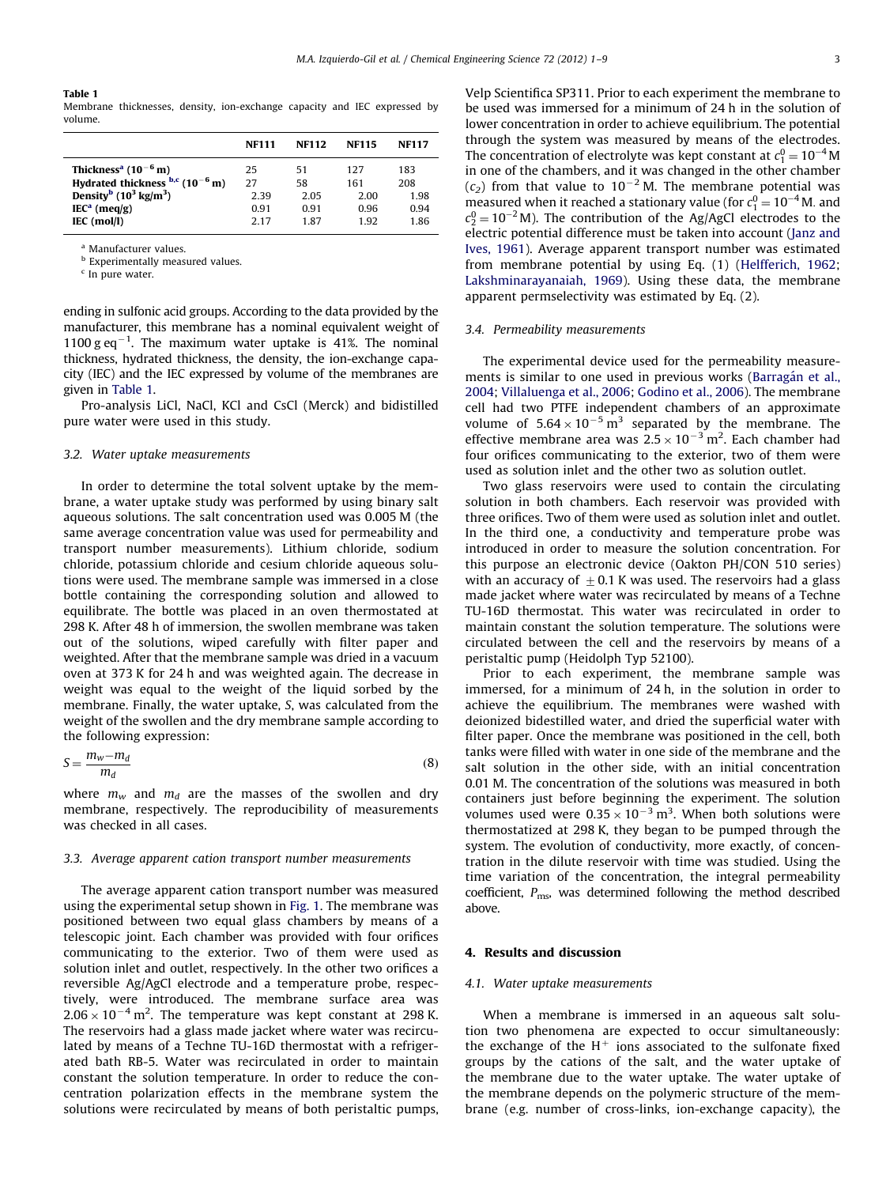**Table 1**
Membrane thicknesses, density, ion-exchange capacity and IEC expressed by volume.

| | NF111 | NF112 | NF115 | NF117 |
|---|---|---|---|---|
| Thickness[a] ($10^{-6}$ m) | 25 | 51 | 127 | 183 |
| Hydrated thickness [b,c] ($10^{-6}$ m) | 27 | 58 | 161 | 208 |
| Density[b] ($10^3$ kg/m$^3$) | 2.39 | 2.05 | 2.00 | 1.98 |
| IEC[a] (meq/g) | 0.91 | 0.91 | 0.96 | 0.94 |
| IEC (mol/l) | 2.17 | 1.87 | 1.92 | 1.86 |

[a] Manufacturer values.
[b] Experimentally measured values.
[c] In pure water.

ending in sulfonic acid groups. According to the data provided by the manufacturer, this membrane has a nominal equivalent weight of 1100 g eq$^{-1}$. The maximum water uptake is 41%. The nominal thickness, hydrated thickness, the density, the ion-exchange capacity (IEC) and the IEC expressed by volume of the membranes are given in Table 1.

Pro-analysis LiCl, NaCl, KCl and CsCl (Merck) and bidistilled pure water were used in this study.

### 3.2. Water uptake measurements

In order to determine the total solvent uptake by the membrane, a water uptake study was performed by using binary salt aqueous solutions. The salt concentration used was 0.005 M (the same average concentration value was used for permeability and transport number measurements). Lithium chloride, sodium chloride, potassium chloride and cesium chloride aqueous solutions were used. The membrane sample was immersed in a close bottle containing the corresponding solution and allowed to equilibrate. The bottle was placed in an oven thermostated at 298 K. After 48 h of immersion, the swollen membrane was taken out of the solutions, wiped carefully with filter paper and weighted. After that the membrane sample was dried in a vacuum oven at 373 K for 24 h and was weighted again. The decrease in weight was equal to the weight of the liquid sorbed by the membrane. Finally, the water uptake, $S$, was calculated from the weight of the swollen and the dry membrane sample according to the following expression:

$$S = \frac{m_w - m_d}{m_d} \tag{8}$$

where $m_w$ and $m_d$ are the masses of the swollen and dry membrane, respectively. The reproducibility of measurements was checked in all cases.

### 3.3. Average apparent cation transport number measurements

The average apparent cation transport number was measured using the experimental setup shown in Fig. 1. The membrane was positioned between two equal glass chambers by means of a telescopic joint. Each chamber was provided with four orifices communicating to the exterior. Two of them were used as solution inlet and outlet, respectively. In the other two orifices a reversible Ag/AgCl electrode and a temperature probe, respectively, were introduced. The membrane surface area was $2.06 \times 10^{-4}$ m$^2$. The temperature was kept constant at 298 K. The reservoirs had a glass made jacket where water was recirculated by means of a Techne TU-16D thermostat with a refrigerated bath RB-5. Water was recirculated in order to maintain constant the solution temperature. In order to reduce the concentration polarization effects in the membrane system the solutions were recirculated by means of both peristaltic pumps, Velp Scientifica SP311. Prior to each experiment the membrane to be used was immersed for a minimum of 24 h in the solution of lower concentration in order to achieve equilibrium. The potential through the system was measured by means of the electrodes. The concentration of electrolyte was kept constant at $c_1^0 = 10^{-4}$ M in one of the chambers, and it was changed in the other chamber ($c_2$) from that value to $10^{-2}$ M. The membrane potential was measured when it reached a stationary value (for $c_1^0 = 10^{-4}$ M. and $c_2^0 = 10^{-2}$ M). The contribution of the Ag/AgCl electrodes to the electric potential difference must be taken into account (Janz and Ives, 1961). Average apparent transport number was estimated from membrane potential by using Eq. (1) (Helfferich, 1962; Lakshminarayanaiah, 1969). Using these data, the membrane apparent permselectivity was estimated by Eq. (2).

### 3.4. Permeability measurements

The experimental device used for the permeability measurements is similar to one used in previous works (Barragán et al., 2004; Villaluenga et al., 2006; Godino et al., 2006). The membrane cell had two PTFE independent chambers of an approximate volume of $5.64 \times 10^{-5}$ m$^3$ separated by the membrane. The effective membrane area was $2.5 \times 10^{-3}$ m$^2$. Each chamber had four orifices communicating to the exterior, two of them were used as solution inlet and the other two as solution outlet.

Two glass reservoirs were used to contain the circulating solution in both chambers. Each reservoir was provided with three orifices. Two of them were used as solution inlet and outlet. In the third one, a conductivity and temperature probe was introduced in order to measure the solution concentration. For this purpose an electronic device (Oakton PH/CON 510 series) with an accuracy of $\pm 0.1$ K was used. The reservoirs had a glass made jacket where water was recirculated by means of a Techne TU-16D thermostat. This water was recirculated in order to maintain constant the solution temperature. The solutions were circulated between the cell and the reservoirs by means of a peristaltic pump (Heidolph Typ 52100).

Prior to each experiment, the membrane sample was immersed, for a minimum of 24 h, in the solution in order to achieve the equilibrium. The membranes were washed with deionized bidestilled water, and dried the superficial water with filter paper. Once the membrane was positioned in the cell, both tanks were filled with water in one side of the membrane and the salt solution in the other side, with an initial concentration 0.01 M. The concentration of the solutions was measured in both containers just before beginning the experiment. The solution volumes used were $0.35 \times 10^{-3}$ m$^3$. When both solutions were thermostatized at 298 K, they began to be pumped through the system. The evolution of conductivity, more exactly, of concentration in the dilute reservoir with time was studied. Using the time variation of the concentration, the integral permeability coefficient, $P_{ms}$, was determined following the method described above.

## 4. Results and discussion

### 4.1. Water uptake measurements

When a membrane is immersed in an aqueous salt solution two phenomena are expected to occur simultaneously: the exchange of the $H^+$ ions associated to the sulfonate fixed groups by the cations of the salt, and the water uptake of the membrane due to the water uptake. The water uptake of the membrane depends on the polymeric structure of the membrane (e.g. number of cross-links, ion-exchange capacity), the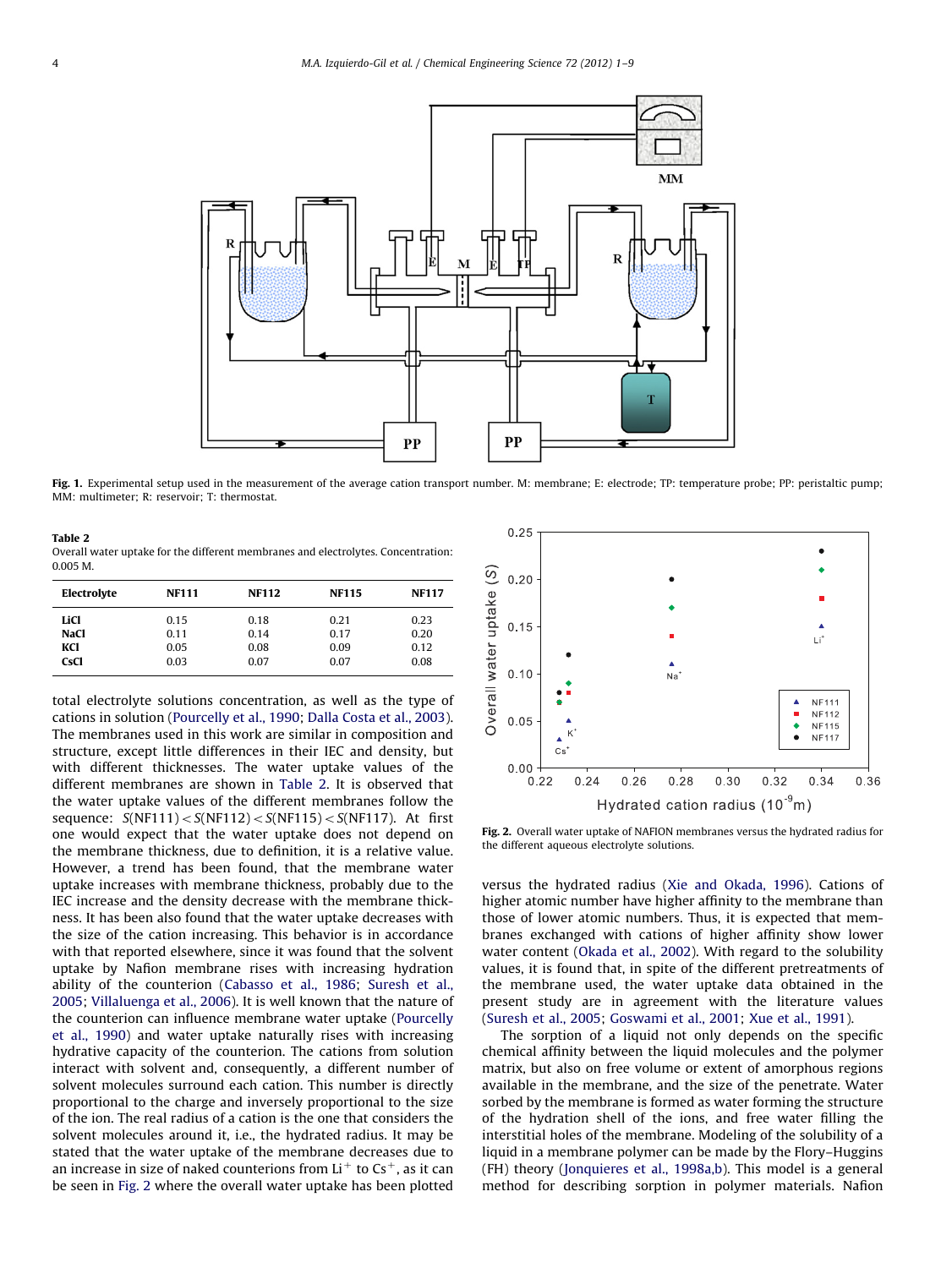**Fig. 1.** Experimental setup used in the measurement of the average cation transport number. M: membrane; E: electrode; TP: temperature probe; PP: peristaltic pump; MM: multimeter; R: reservoir; T: thermostat.

**Table 2**
Overall water uptake for the different membranes and electrolytes. Concentration: 0.005 M.

| Electrolyte | NF111 | NF112 | NF115 | NF117 |
|---|---|---|---|---|
| **LiCl** | 0.15 | 0.18 | 0.21 | 0.23 |
| **NaCl** | 0.11 | 0.14 | 0.17 | 0.20 |
| **KCl** | 0.05 | 0.08 | 0.09 | 0.12 |
| **CsCl** | 0.03 | 0.07 | 0.07 | 0.08 |

total electrolyte solutions concentration, as well as the type of cations in solution (Pourcelly et al., 1990; Dalla Costa et al., 2003). The membranes used in this work are similar in composition and structure, except little differences in their IEC and density, but with different thicknesses. The water uptake values of the different membranes are shown in Table 2. It is observed that the water uptake values of the different membranes follow the sequence: $S(\text{NF111}) < S(\text{NF112}) < S(\text{NF115}) < S(\text{NF117})$. At first one would expect that the water uptake does not depend on the membrane thickness, due to definition, it is a relative value. However, a trend has been found, that the membrane water uptake increases with membrane thickness, probably due to the IEC increase and the density decrease with the membrane thickness. It has been also found that the water uptake decreases with the size of the cation increasing. This behavior is in accordance with that reported elsewhere, since it was found that the solvent uptake by Nafion membrane rises with increasing hydration ability of the counterion (Cabasso et al., 1986; Suresh et al., 2005; Villaluenga et al., 2006). It is well known that the nature of the counterion can influence membrane water uptake (Pourcelly et al., 1990) and water uptake naturally rises with increasing hydrative capacity of the counterion. The cations from solution interact with solvent and, consequently, a different number of solvent molecules surround each cation. This number is directly proportional to the charge and inversely proportional to the size of the ion. The real radius of a cation is the one that considers the solvent molecules around it, i.e., the hydrated radius. It may be stated that the water uptake of the membrane decreases due to an increase in size of naked counterions from $Li^+$ to $Cs^+$, as it can be seen in Fig. 2 where the overall water uptake has been plotted versus the hydrated radius (Xie and Okada, 1996). Cations of higher atomic number have higher affinity to the membrane than those of lower atomic numbers. Thus, it is expected that membranes exchanged with cations of higher affinity show lower water content (Okada et al., 2002). With regard to the solubility values, it is found that, in spite of the different pretreatments of the membrane used, the water uptake data obtained in the present study are in agreement with the literature values (Suresh et al., 2005; Goswami et al., 2001; Xue et al., 1991).

**Fig. 2.** Overall water uptake of NAFION membranes versus the hydrated radius for the different aqueous electrolyte solutions.

The sorption of a liquid not only depends on the specific chemical affinity between the liquid molecules and the polymer matrix, but also on free volume or extent of amorphous regions available in the membrane, and the size of the penetrate. Water sorbed by the membrane is formed as water forming the structure of the hydration shell of the ions, and free water filling the interstitial holes of the membrane. Modeling of the solubility of a liquid in a membrane polymer can be made by the Flory–Huggins (FH) theory (Jonquieres et al., 1998a,b). This model is a general method for describing sorption in polymer materials. Nafion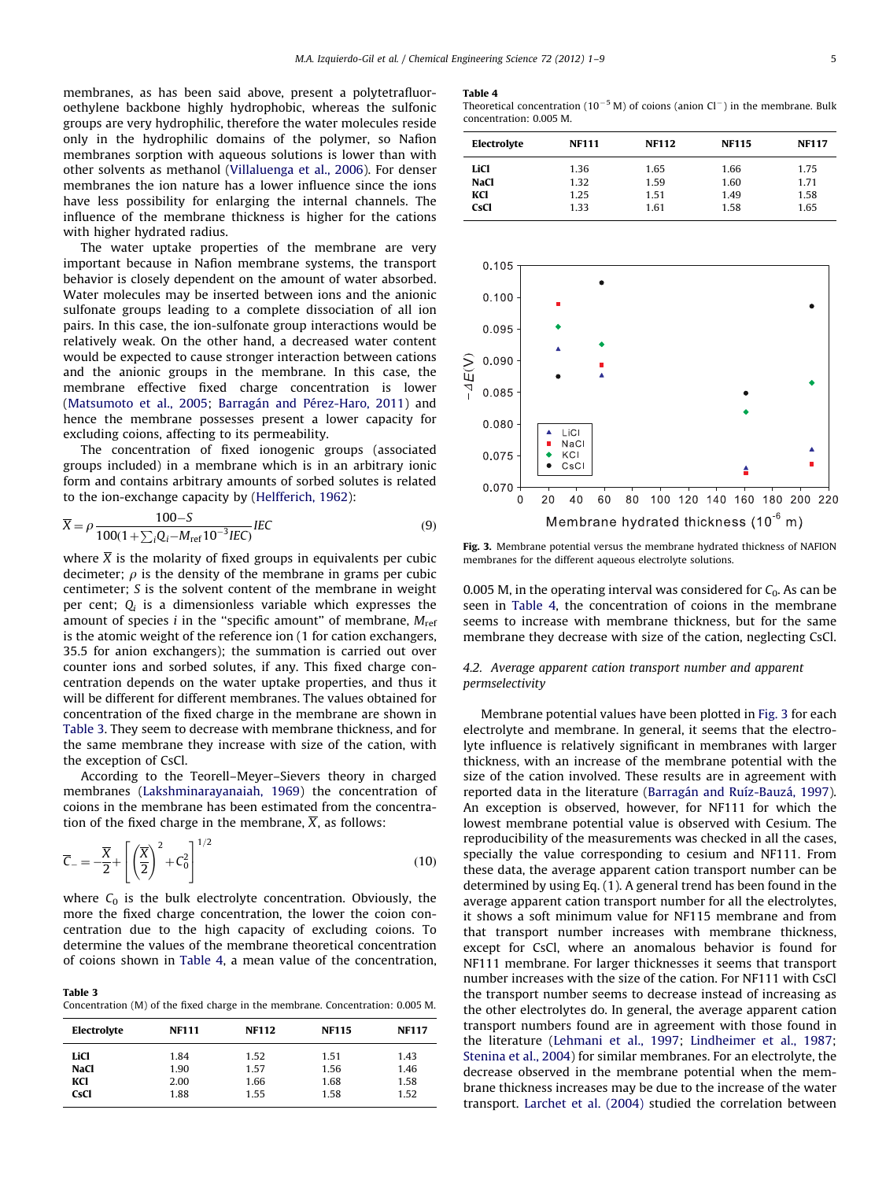membranes, as has been said above, present a polytetrafluoroethylene backbone highly hydrophobic, whereas the sulfonic groups are very hydrophilic, therefore the water molecules reside only in the hydrophilic domains of the polymer, so Nafion membranes sorption with aqueous solutions is lower than with other solvents as methanol (Villaluenga et al., 2006). For denser membranes the ion nature has a lower influence since the ions have less possibility for enlarging the internal channels. The influence of the membrane thickness is higher for the cations with higher hydrated radius.

The water uptake properties of the membrane are very important because in Nafion membrane systems, the transport behavior is closely dependent on the amount of water absorbed. Water molecules may be inserted between ions and the anionic sulfonate groups leading to a complete dissociation of all ion pairs. In this case, the ion-sulfonate group interactions would be relatively weak. On the other hand, a decreased water content would be expected to cause stronger interaction between cations and the anionic groups in the membrane. In this case, the membrane effective fixed charge concentration is lower (Matsumoto et al., 2005; Barragán and Pérez-Haro, 2011) and hence the membrane possesses present a lower capacity for excluding coions, affecting to its permeability.

The concentration of fixed ionogenic groups (associated groups included) in a membrane which is in an arbitrary ionic form and contains arbitrary amounts of sorbed solutes is related to the ion-exchange capacity by (Helfferich, 1962):

$$\overline{X} = \rho \frac{100-S}{100(1+\sum_i Q_i - M_{\text{ref}}10^{-3}IEC)} IEC \tag{9}$$

where $\overline{X}$ is the molarity of fixed groups in equivalents per cubic decimeter; $\rho$ is the density of the membrane in grams per cubic centimeter; $S$ is the solvent content of the membrane in weight per cent; $Q_i$ is a dimensionless variable which expresses the amount of species $i$ in the "specific amount" of membrane, $M_{\text{ref}}$ is the atomic weight of the reference ion (1 for cation exchangers, 35.5 for anion exchangers); the summation is carried out over counter ions and sorbed solutes, if any. This fixed charge concentration depends on the water uptake properties, and thus it will be different for different membranes. The values obtained for concentration of the fixed charge in the membrane are shown in Table 3. They seem to decrease with membrane thickness, and for the same membrane they increase with size of the cation, with the exception of CsCl.

According to the Teorell–Meyer–Sievers theory in charged membranes (Lakshminarayanaiah, 1969) the concentration of coions in the membrane has been estimated from the concentration of the fixed charge in the membrane, $\overline{X}$, as follows:

$$\overline{C}_{-} = -\frac{\overline{X}}{2} + \left[ \left( \frac{\overline{X}}{2} \right)^2 + C_0^2 \right]^{1/2} \tag{10}$$

where $C_0$ is the bulk electrolyte concentration. Obviously, the more the fixed charge concentration, the lower the coion concentration due to the high capacity of excluding coions. To determine the values of the membrane theoretical concentration of coions shown in Table 4, a mean value of the concentration, 0.005 M, in the operating interval was considered for $C_0$. As can be seen in Table 4, the concentration of coions in the membrane seems to increase with membrane thickness, but for the same membrane they decrease with size of the cation, neglecting CsCl.

**Table 3**
Concentration (M) of the fixed charge in the membrane. Concentration: 0.005 M.

| Electrolyte | NF111 | NF112 | NF115 | NF117 |
|---|---|---|---|---|
| **LiCl** | 1.84 | 1.52 | 1.51 | 1.43 |
| **NaCl** | 1.90 | 1.57 | 1.56 | 1.46 |
| **KCl** | 2.00 | 1.66 | 1.68 | 1.58 |
| **CsCl** | 1.88 | 1.55 | 1.58 | 1.52 |

**Table 4**
Theoretical concentration ($10^{-5}$ M) of coions (anion $Cl^-$) in the membrane. Bulk concentration: 0.005 M.

| Electrolyte | NF111 | NF112 | NF115 | NF117 |
|---|---|---|---|---|
| **LiCl** | 1.36 | 1.65 | 1.66 | 1.75 |
| **NaCl** | 1.32 | 1.59 | 1.60 | 1.71 |
| **KCl** | 1.25 | 1.51 | 1.49 | 1.58 |
| **CsCl** | 1.33 | 1.61 | 1.58 | 1.65 |

**Fig. 3.** Membrane potential versus the membrane hydrated thickness of NAFION membranes for the different aqueous electrolyte solutions.

### 4.2. Average apparent cation transport number and apparent permselectivity

Membrane potential values have been plotted in Fig. 3 for each electrolyte and membrane. In general, it seems that the electrolyte influence is relatively significant in membranes with larger thickness, with an increase of the membrane potential with the size of the cation involved. These results are in agreement with reported data in the literature (Barragán and Ruíz-Bauzá, 1997). An exception is observed, however, for NF111 for which the lowest membrane potential value is observed with Cesium. The reproducibility of the measurements was checked in all the cases, specially the value corresponding to cesium and NF111. From these data, the average apparent cation transport number can be determined by using Eq. (1). A general trend has been found in the average apparent cation transport number for all the electrolytes, it shows a soft minimum value for NF115 membrane and from that transport number increases with membrane thickness, except for CsCl, where an anomalous behavior is found for NF111 membrane. For larger thicknesses it seems that transport number increases with the size of the cation. For NF111 with CsCl the transport number seems to decrease instead of increasing as the other electrolytes do. In general, the average apparent cation transport numbers found are in agreement with those found in the literature (Lehmani et al., 1997; Lindheimer et al., 1987; Stenina et al., 2004) for similar membranes. For an electrolyte, the decrease observed in the membrane potential when the membrane thickness increases may be due to the increase of the water transport. Larchet et al. (2004) studied the correlation between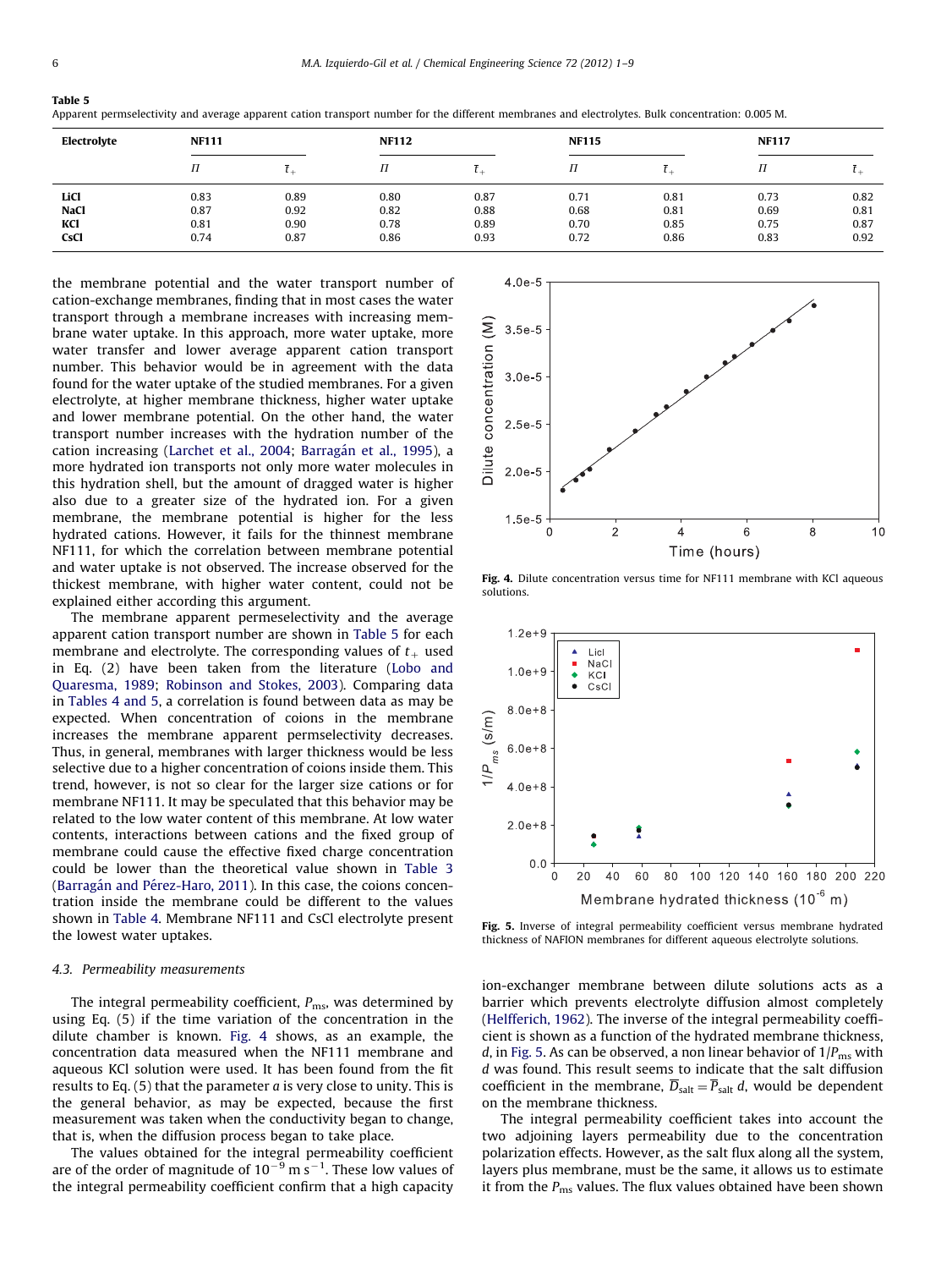**Table 5**
Apparent permselectivity and average apparent cation transport number for the different membranes and electrolytes. Bulk concentration: 0.005 M.

| Electrolyte | NF111 | | NF112 | | NF115 | | NF117 | |
|---|---|---|---|---|---|---|---|---|
| | $\Pi$ | $\bar{t}_+$ | $\Pi$ | $\bar{t}_+$ | $\Pi$ | $\bar{t}_+$ | $\Pi$ | $\bar{t}_+$ |
| **LiCl** | 0.83 | 0.89 | 0.80 | 0.87 | 0.71 | 0.81 | 0.73 | 0.82 |
| **NaCl** | 0.87 | 0.92 | 0.82 | 0.88 | 0.68 | 0.81 | 0.69 | 0.81 |
| **KCl** | 0.81 | 0.90 | 0.78 | 0.89 | 0.70 | 0.85 | 0.75 | 0.87 |
| **CsCl** | 0.74 | 0.87 | 0.86 | 0.93 | 0.72 | 0.86 | 0.83 | 0.92 |

the membrane potential and the water transport number of cation-exchange membranes, finding that in most cases the water transport through a membrane increases with increasing membrane water uptake. In this approach, more water uptake, more water transfer and lower average apparent cation transport number. This behavior would be in agreement with the data found for the water uptake of the studied membranes. For a given electrolyte, at higher membrane thickness, higher water uptake and lower membrane potential. On the other hand, the water transport number increases with the hydration number of the cation increasing (Larchet et al., 2004; Barragán et al., 1995), a more hydrated ion transports not only more water molecules in this hydration shell, but the amount of dragged water is higher also due to a greater size of the hydrated ion. For a given membrane, the membrane potential is higher for the less hydrated cations. However, it fails for the thinnest membrane NF111, for which the correlation between membrane potential and water uptake is not observed. The increase observed for the thickest membrane, with higher water content, could not be explained either according this argument.

The membrane apparent permeselectivity and the average apparent cation transport number are shown in Table 5 for each membrane and electrolyte. The corresponding values of $t_+$ used in Eq. (2) have been taken from the literature (Lobo and Quaresma, 1989; Robinson and Stokes, 2003). Comparing data in Tables 4 and 5, a correlation is found between data as may be expected. When concentration of coions in the membrane increases the membrane apparent permselectivity decreases. Thus, in general, membranes with larger thickness would be less selective due to a higher concentration of coions inside them. This trend, however, is not so clear for the larger size cations or for membrane NF111. It may be speculated that this behavior may be related to the low water content of this membrane. At low water contents, interactions between cations and the fixed group of membrane could cause the effective fixed charge concentration could be lower than the theoretical value shown in Table 3 (Barragán and Pérez-Haro, 2011). In this case, the coions concentration inside the membrane could be different to the values shown in Table 4. Membrane NF111 and CsCl electrolyte present the lowest water uptakes.

### 4.3. Permeability measurements

The integral permeability coefficient, $P_{ms}$, was determined by using Eq. (5) if the time variation of the concentration in the dilute chamber is known. Fig. 4 shows, as an example, the concentration data measured when the NF111 membrane and aqueous KCl solution were used. It has been found from the fit results to Eq. (5) that the parameter $a$ is very close to unity. This is the general behavior, as may be expected, because the first measurement was taken when the conductivity began to change, that is, when the diffusion process began to take place.

The values obtained for the integral permeability coefficient are of the order of magnitude of $10^{-9}$ m s$^{-1}$. These low values of the integral permeability coefficient confirm that a high capacity ion-exchanger membrane between dilute solutions acts as a barrier which prevents electrolyte diffusion almost completely (Helfferich, 1962). The inverse of the integral permeability coefficient is shown as a function of the hydrated membrane thickness, $d$, in Fig. 5. As can be observed, a non linear behavior of $1/P_{ms}$ with $d$ was found. This result seems to indicate that the salt diffusion coefficient in the membrane, $\overline{D}_{salt} = \overline{P}_{salt}\, d$, would be dependent on the membrane thickness.

**Fig. 4.** Dilute concentration versus time for NF111 membrane with KCl aqueous solutions.

**Fig. 5.** Inverse of integral permeability coefficient versus membrane hydrated thickness of NAFION membranes for different aqueous electrolyte solutions.

The integral permeability coefficient takes into account the two adjoining layers permeability due to the concentration polarization effects. However, as the salt flux along all the system, layers plus membrane, must be the same, it allows us to estimate it from the $P_{ms}$ values. The flux values obtained have been shown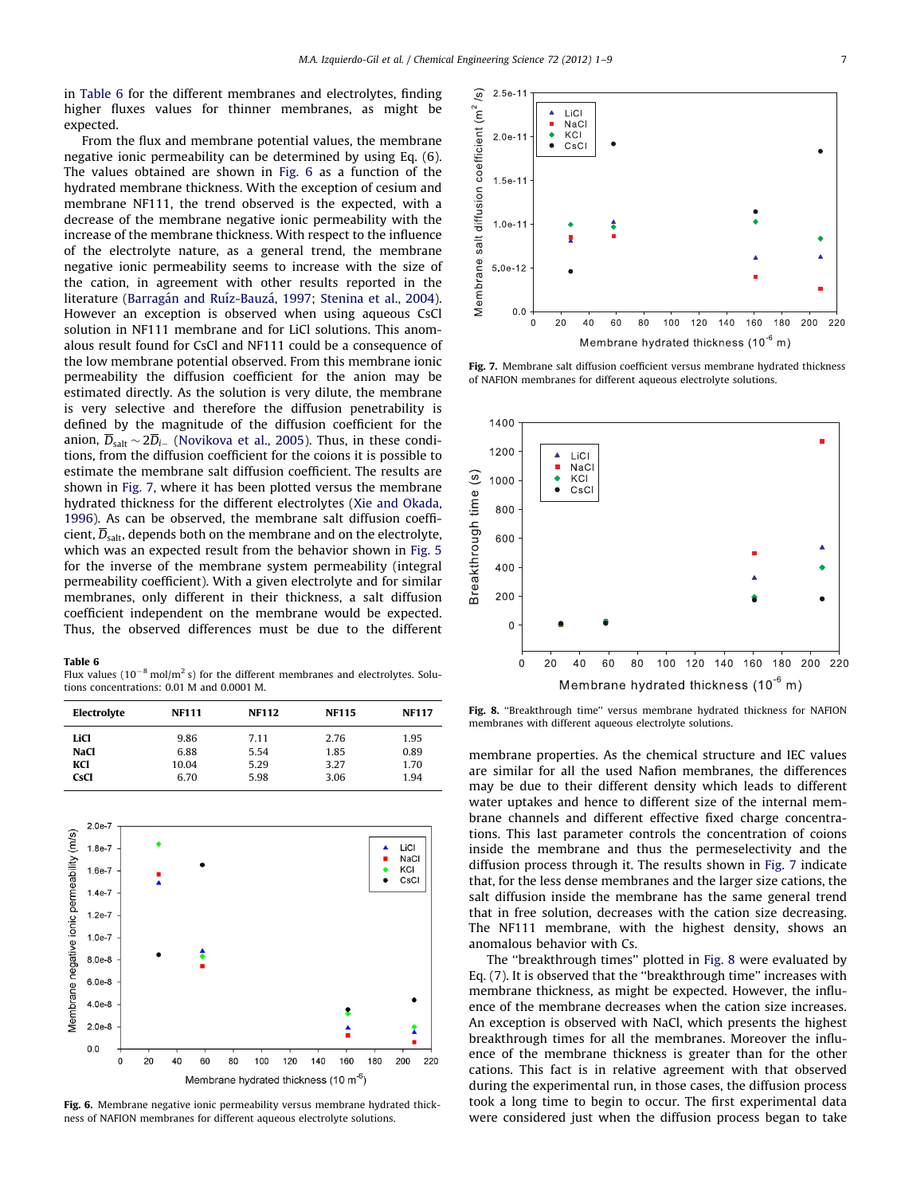in Table 6 for the different membranes and electrolytes, finding higher fluxes values for thinner membranes, as might be expected.

From the flux and membrane potential values, the membrane negative ionic permeability can be determined by using Eq. (6). The values obtained are shown in Fig. 6 as a function of the hydrated membrane thickness. With the exception of cesium and membrane NF111, the trend observed is the expected, with a decrease of the membrane negative ionic permeability with the increase of the membrane thickness. With respect to the influence of the electrolyte nature, as a general trend, the membrane negative ionic permeability seems to increase with the size of the cation, in agreement with other results reported in the literature (Barragán and Ruíz-Bauzá, 1997; Stenina et al., 2004). However an exception is observed when using aqueous CsCl solution in NF111 membrane and for LiCl solutions. This anomalous result found for CsCl and NF111 could be a consequence of the low membrane potential observed. From this membrane ionic permeability the diffusion coefficient for the anion may be estimated directly. As the solution is very dilute, the membrane is very selective and therefore the diffusion penetrability is defined by the magnitude of the diffusion coefficient for the anion, $\overline{D}_{\rm salt} \sim 2\overline{D}_{i-}$ (Novikova et al., 2005). Thus, in these conditions, from the diffusion coefficient for the coions it is possible to estimate the membrane salt diffusion coefficient. The results are shown in Fig. 7, where it has been plotted versus the membrane hydrated thickness for the different electrolytes (Xie and Okada, 1996). As can be observed, the membrane salt diffusion coefficient, $\overline{D}_{\rm salt}$, depends both on the membrane and on the electrolyte, which was an expected result from the behavior shown in Fig. 5 for the inverse of the membrane system permeability (integral permeability coefficient). With a given electrolyte and for similar membranes, only different in their thickness, a salt diffusion coefficient independent on the membrane would be expected. Thus, the observed differences must be due to the different membrane properties. As the chemical structure and IEC values are similar for all the used Nafion membranes, the differences may be due to their different density which leads to different water uptakes and hence to different size of the internal membrane channels and different effective fixed charge concentrations. This last parameter controls the concentration of coions inside the membrane and thus the permeselectivity and the diffusion process through it. The results shown in Fig. 7 indicate that, for the less dense membranes and the larger size cations, the salt diffusion inside the membrane has the same general trend that in free solution, decreases with the cation size decreasing. The NF111 membrane, with the highest density, shows an anomalous behavior with Cs.

The "breakthrough times" plotted in Fig. 8 were evaluated by Eq. (7). It is observed that the "breakthrough time" increases with membrane thickness, as might be expected. However, the influence of the membrane decreases when the cation size increases. An exception is observed with NaCl, which presents the highest breakthrough times for all the membranes. Moreover the influence of the membrane thickness is greater than for the other cations. This fact is in relative agreement with that observed during the experimental run, in those cases, the diffusion process took a long time to begin to occur. The first experimental data were considered just when the diffusion process began to take

**Table 6**
Flux values ($10^{-8}$ mol/m$^2$ s) for the different membranes and electrolytes. Solutions concentrations: 0.01 M and 0.0001 M.

| Electrolyte | NF111 | NF112 | NF115 | NF117 |
|---|---|---|---|---|
| LiCl | 9.86 | 7.11 | 2.76 | 1.95 |
| NaCl | 6.88 | 5.54 | 1.85 | 0.89 |
| KCl | 10.04 | 5.29 | 3.27 | 1.70 |
| CsCl | 6.70 | 5.98 | 3.06 | 1.94 |

**Fig. 6.** Membrane negative ionic permeability versus membrane hydrated thickness of NAFION membranes for different aqueous electrolyte solutions.

**Fig. 7.** Membrane salt diffusion coefficient versus membrane hydrated thickness of NAFION membranes for different aqueous electrolyte solutions.

**Fig. 8.** "Breakthrough time" versus membrane hydrated thickness for NAFION membranes with different aqueous electrolyte solutions.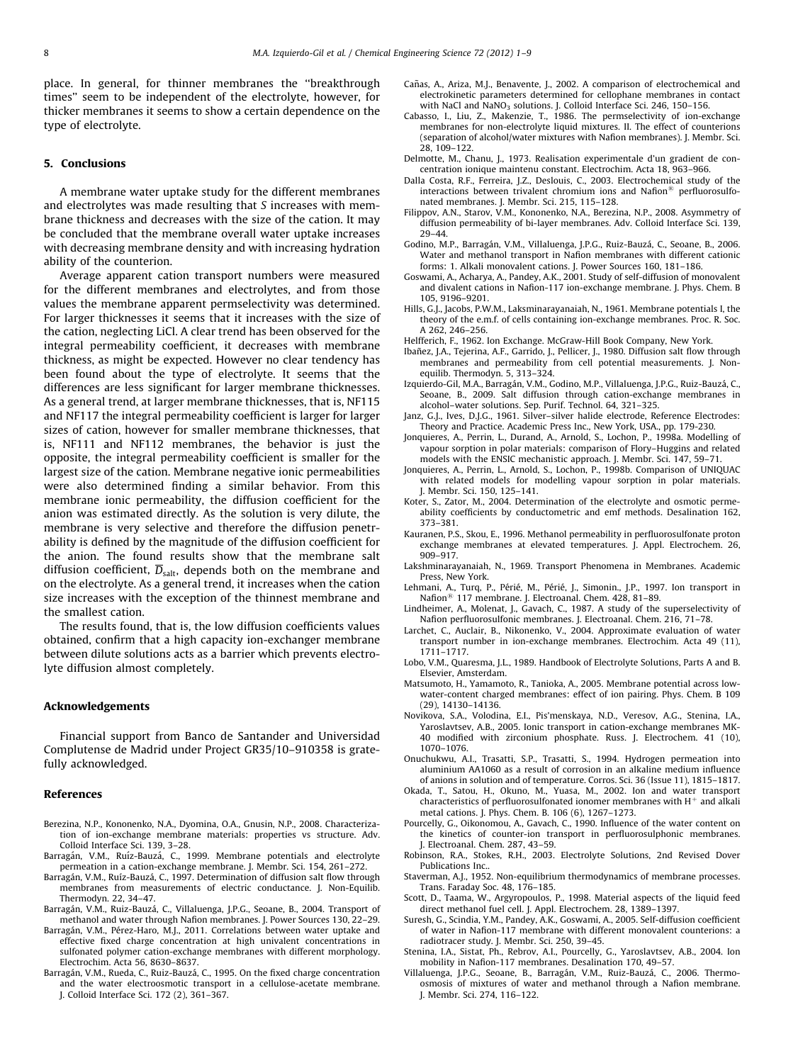place. In general, for thinner membranes the ''breakthrough times'' seem to be independent of the electrolyte, however, for thicker membranes it seems to show a certain dependence on the type of electrolyte.

## 5. Conclusions

A membrane water uptake study for the different membranes and electrolytes was made resulting that $S$ increases with membrane thickness and decreases with the size of the cation. It may be concluded that the membrane overall water uptake increases with decreasing membrane density and with increasing hydration ability of the counterion.

Average apparent cation transport numbers were measured for the different membranes and electrolytes, and from those values the membrane apparent permselectivity was determined. For larger thicknesses it seems that it increases with the size of the cation, neglecting LiCl. A clear trend has been observed for the integral permeability coefficient, it decreases with membrane thickness, as might be expected. However no clear tendency has been found about the type of electrolyte. It seems that the differences are less significant for larger membrane thicknesses. As a general trend, at larger membrane thicknesses, that is, NF115 and NF117 the integral permeability coefficient is larger for larger sizes of cation, however for smaller membrane thicknesses, that is, NF111 and NF112 membranes, the behavior is just the opposite, the integral permeability coefficient is smaller for the largest size of the cation. Membrane negative ionic permeabilities were also determined finding a similar behavior. From this membrane ionic permeability, the diffusion coefficient for the anion was estimated directly. As the solution is very dilute, the membrane is very selective and therefore the diffusion penetrability is defined by the magnitude of the diffusion coefficient for the anion. The found results show that the membrane salt diffusion coefficient, $\overline{D}_{salt}$, depends both on the membrane and on the electrolyte. As a general trend, it increases when the cation size increases with the exception of the thinnest membrane and the smallest cation.

The results found, that is, the low diffusion coefficients values obtained, confirm that a high capacity ion-exchanger membrane between dilute solutions acts as a barrier which prevents electrolyte diffusion almost completely.

## Acknowledgements

Financial support from Banco de Santander and Universidad Complutense de Madrid under Project GR35/10–910358 is gratefully acknowledged.

## References

Berezina, N.P., Kononenko, N.A., Dyomina, O.A., Gnusin, N.P., 2008. Characterization of ion-exchange membrane materials: properties vs structure. Adv. Colloid Interface Sci. 139, 3–28.

Barragán, V.M., Ruíz-Bauzá, C., 1999. Membrane potentials and electrolyte permeation in a cation-exchange membrane. J. Membr. Sci. 154, 261–272.

Barragán, V.M., Ruíz-Bauzá, C., 1997. Determination of diffusion salt flow through membranes from measurements of electric conductance. J. Non-Equilib. Thermodyn. 22, 34–47.

Barragán, V.M., Ruiz-Bauzá, C., Villaluenga, J.P.G., Seoane, B., 2004. Transport of methanol and water through Nafion membranes. J. Power Sources 130, 22–29.

Barragán, V.M., Pérez-Haro, M.J., 2011. Correlations between water uptake and effective fixed charge concentration at high univalent concentrations in sulfonated polymer cation-exchange membranes with different morphology. Electrochim. Acta 56, 8630–8637.

Barragán, V.M., Rueda, C., Ruiz-Bauzá, C., 1995. On the fixed charge concentration and the water electroosmotic transport in a cellulose-acetate membrane. J. Colloid Interface Sci. 172 (2), 361–367.

Cañas, A., Ariza, M.J., Benavente, J., 2002. A comparison of electrochemical and electrokinetic parameters determined for cellophane membranes in contact with NaCl and $NaNO_3$ solutions. J. Colloid Interface Sci. 246, 150–156.

Cabasso, I., Liu, Z., Makenzie, T., 1986. The permselectivity of ion-exchange membranes for non-electrolyte liquid mixtures. II. The effect of counterions (separation of alcohol/water mixtures with Nafion membranes). J. Membr. Sci. 28, 109–122.

Delmotte, M., Chanu, J., 1973. Realisation experimentale d'un gradient de concentration ionique maintenu constant. Electrochim. Acta 18, 963–966.

Dalla Costa, R.F., Ferreira, J.Z., Deslouis, C., 2003. Electrochemical study of the interactions between trivalent chromium ions and Nafion® perfluorosulfonated membranes. J. Membr. Sci. 215, 115–128.

Filippov, A.N., Starov, V.M., Kononenko, N.A., Berezina, N.P., 2008. Asymmetry of diffusion permeability of bi-layer membranes. Adv. Colloid Interface Sci. 139, 29–44.

Godino, M.P., Barragán, V.M., Villaluenga, J.P.G., Ruiz-Bauzá, C., Seoane, B., 2006. Water and methanol transport in Nafion membranes with different cationic forms: 1. Alkali monovalent cations. J. Power Sources 160, 181–186.

Goswami, A., Acharya, A., Pandey, A.K., 2001. Study of self-diffusion of monovalent and divalent cations in Nafion-117 ion-exchange membrane. J. Phys. Chem. B 105, 9196–9201.

Hills, G.J., Jacobs, P.W.M., Laksminarayanaiah, N., 1961. Membrane potentials I, the theory of the e.m.f. of cells containing ion-exchange membranes. Proc. R. Soc. A 262, 246–256.

Helfferich, F., 1962. Ion Exchange. McGraw-Hill Book Company, New York.

Ibañez, J.A., Tejerina, A.F., Garrido, J., Pellicer, J., 1980. Diffusion salt flow through membranes and permeability from cell potential measurements. J. Non-equilib. Thermodyn. 5, 313–324.

Izquierdo-Gil, M.A., Barragán, V.M., Godino, M.P., Villaluenga, J.P.G., Ruiz-Bauzá, C., Seoane, B., 2009. Salt diffusion through cation-exchange membranes in alcohol–water solutions. Sep. Purif. Technol. 64, 321–325.

Janz, G.J., Ives, D.J.G., 1961. Silver–silver halide electrode, Reference Electrodes: Theory and Practice. Academic Press Inc., New York, USA., pp. 179-230.

Jonquieres, A., Perrin, L., Durand, A., Arnold, S., Lochon, P., 1998a. Modelling of vapour sorption in polar materials: comparison of Flory–Huggins and related models with the ENSIC mechanistic approach. J. Membr. Sci. 147, 59–71.

Jonquieres, A., Perrin, L., Arnold, S., Lochon, P., 1998b. Comparison of UNIQUAC with related models for modelling vapour sorption in polar materials. J. Membr. Sci. 150, 125–141.

Koter, S., Zator, M., 2004. Determination of the electrolyte and osmotic permeability coefficients by conductometric and emf methods. Desalination 162, 373–381.

Kauranen, P.S., Skou, E., 1996. Methanol permeability in perfluorosulfonate proton exchange membranes at elevated temperatures. J. Appl. Electrochem. 26, 909–917.

Lakshminarayanaiah, N., 1969. Transport Phenomena in Membranes. Academic Press, New York.

Lehmani, A., Turq, P., Périé, M., Périé, J., Simonin., J.P., 1997. Ion transport in Nafion® 117 membrane. J. Electroanal. Chem. 428, 81–89.

Lindheimer, A., Molenat, J., Gavach, C., 1987. A study of the superselectivity of Nafion perfluorosulfonic membranes. J. Electroanal. Chem. 216, 71–78.

Larchet, C., Auclair, B., Nikonenko, V., 2004. Approximate evaluation of water transport number in ion-exchange membranes. Electrochim. Acta 49 (11), 1711–1717.

Lobo, V.M., Quaresma, J.L., 1989. Handbook of Electrolyte Solutions, Parts A and B. Elsevier, Amsterdam.

Matsumoto, H., Yamamoto, R., Tanioka, A., 2005. Membrane potential across low-water-content charged membranes: effect of ion pairing. Phys. Chem. B 109 (29), 14130–14136.

Novikova, S.A., Volodina, E.I., Pis'menskaya, N.D., Veresov, A.G., Stenina, I.A., Yaroslavtsev, A.B., 2005. Ionic transport in cation-exchange membranes MK-40 modified with zirconium phosphate. Russ. J. Electrochem. 41 (10), 1070–1076.

Onuchukwu, A.I., Trasatti, S.P., Trasatti, S., 1994. Hydrogen permeation into aluminium AA1060 as a result of corrosion in an alkaline medium influence of anions in solution and of temperature. Corros. Sci. 36 (Issue 11), 1815–1817.

Okada, T., Satou, H., Okuno, M., Yuasa, M., 2002. Ion and water transport characteristics of perfluorosulfonated ionomer membranes with $H^+$ and alkali metal cations. J. Phys. Chem. B. 106 (6), 1267–1273.

Pourcelly, G., Oikonomou, A., Gavach, C., 1990. Influence of the water content on the kinetics of counter-ion transport in perfluorosulphonic membranes. J. Electroanal. Chem. 287, 43–59.

Robinson, R.A., Stokes, R.H., 2003. Electrolyte Solutions, 2nd Revised Dover Publications Inc..

Staverman, A.J., 1952. Non-equilibrium thermodynamics of membrane processes. Trans. Faraday Soc. 48, 176–185.

Scott, D., Taama, W., Argyropoulos, P., 1998. Material aspects of the liquid feed direct methanol fuel cell. J. Appl. Electrochem. 28, 1389–1397.

Suresh, G., Scindia, Y.M., Pandey, A.K., Goswami, A., 2005. Self-diffusion coefficient of water in Nafion-117 membrane with different monovalent counterions: a radiotracer study. J. Membr. Sci. 250, 39–45.

Stenina, I.A., Sistat, Ph., Rebrov, A.I., Pourcelly, G., Yaroslavtsev, A.B., 2004. Ion mobility in Nafion-117 membranes. Desalination 170, 49–57.

Villaluenga, J.P.G., Seoane, B., Barragán, V.M., Ruiz-Bauzá, C., 2006. Thermo-osmosis of mixtures of water and methanol through a Nafion membrane. J. Membr. Sci. 274, 116–122.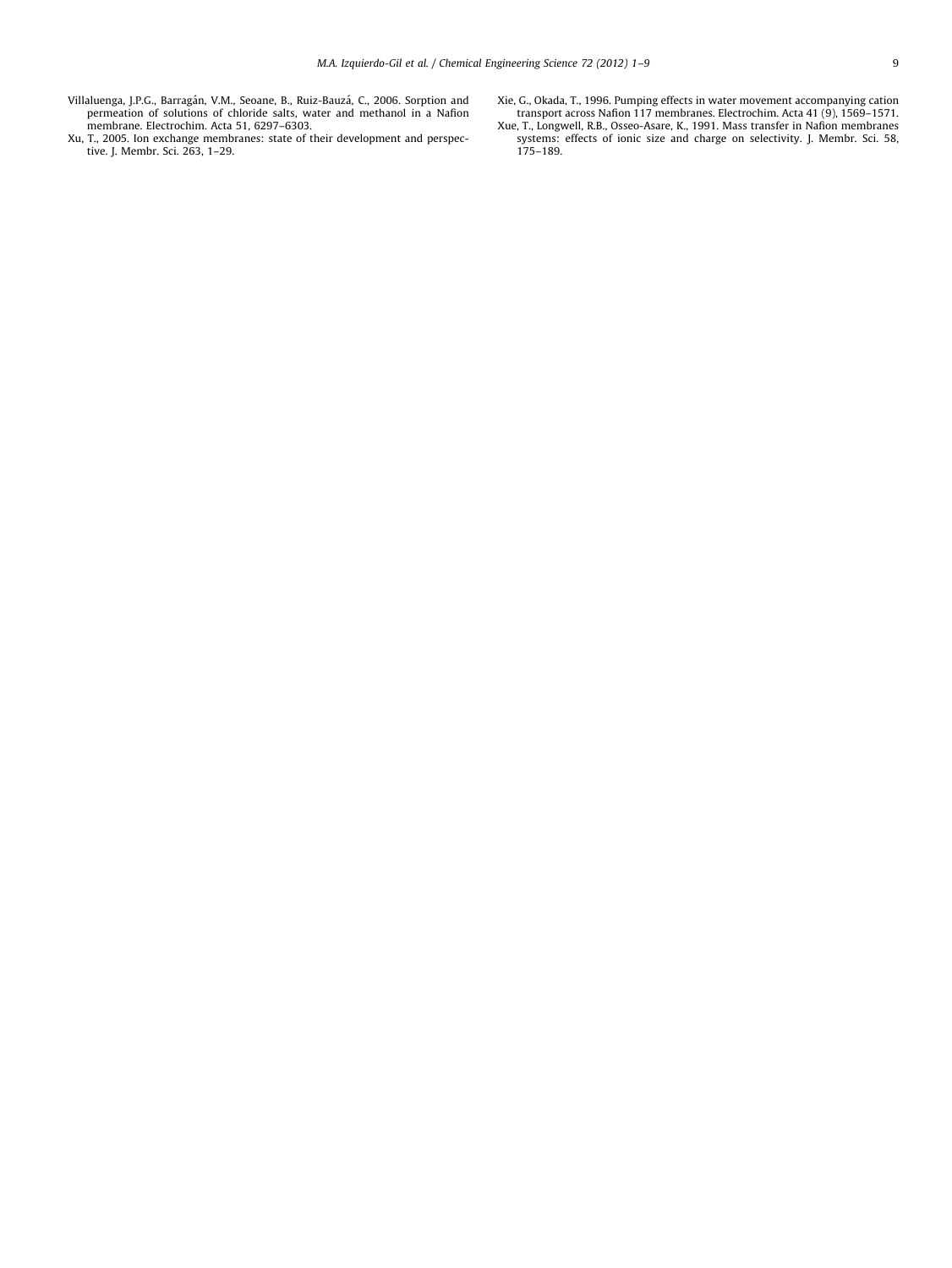Villaluenga, J.P.G., Barragán, V.M., Seoane, B., Ruiz-Bauzá, C., 2006. Sorption and permeation of solutions of chloride salts, water and methanol in a Nafion membrane. Electrochim. Acta 51, 6297–6303.

Xu, T., 2005. Ion exchange membranes: state of their development and perspective. J. Membr. Sci. 263, 1–29.

Xie, G., Okada, T., 1996. Pumping effects in water movement accompanying cation transport across Nafion 117 membranes. Electrochim. Acta 41 (9), 1569–1571.

Xue, T., Longwell, R.B., Osseo-Asare, K., 1991. Mass transfer in Nafion membranes systems: effects of ionic size and charge on selectivity. J. Membr. Sci. 58, 175–189.